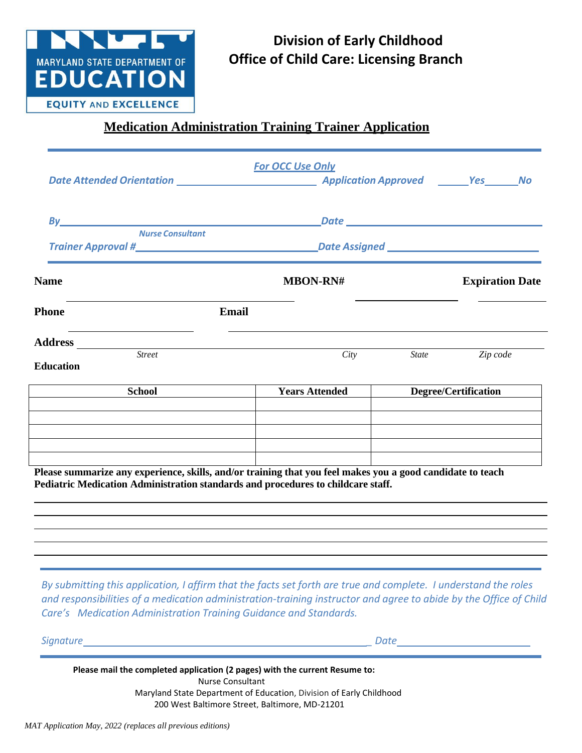MARYLAND STATE DEPARTMENT OF EDUCATION
EQUITY AND EXCELLENCE

# Division of Early Childhood
# Office of Child Care: Licensing Branch

## Medication Administration Training Trainer Application

*For OCC Use Only*

*Date Attended Orientation* ______________________ *Application Approved* _____*Yes*_____*No*

*By*_______________________________________ *Date* ______________________________
*Nurse Consultant*

*Trainer Approval #*__________________________ *Date Assigned* _____________________

**Name** ______________________ **MBON-RN#** ______________ **Expiration Date** __________

**Phone** ______________________ **Email** ______________________________________

**Address** ________________________________________________________________
*Street* *City* *State* *Zip code*

**Education**

| School | Years Attended | Degree/Certification |
|---|---|---|
| | | |
| | | |
| | | |
| | | |
| | | |

**Please summarize any experience, skills, and/or training that you feel makes you a good candidate to teach Pediatric Medication Administration standards and procedures to childcare staff.**

_______________________________________________________________________________

_______________________________________________________________________________

_______________________________________________________________________________

_______________________________________________________________________________

_______________________________________________________________________________

*By submitting this application, I affirm that the facts set forth are true and complete. I understand the roles and responsibilities of a medication administration-training instructor and agree to abide by the Office of Child Care's Medication Administration Training Guidance and Standards.*

*Signature*_____________________________________________ *Date*______________________

**Please mail the completed application (2 pages) with the current Resume to:**

Nurse Consultant
Maryland State Department of Education, Division of Early Childhood
200 West Baltimore Street, Baltimore, MD-21201

*MAT Application May, 2022 (replaces all previous editions)*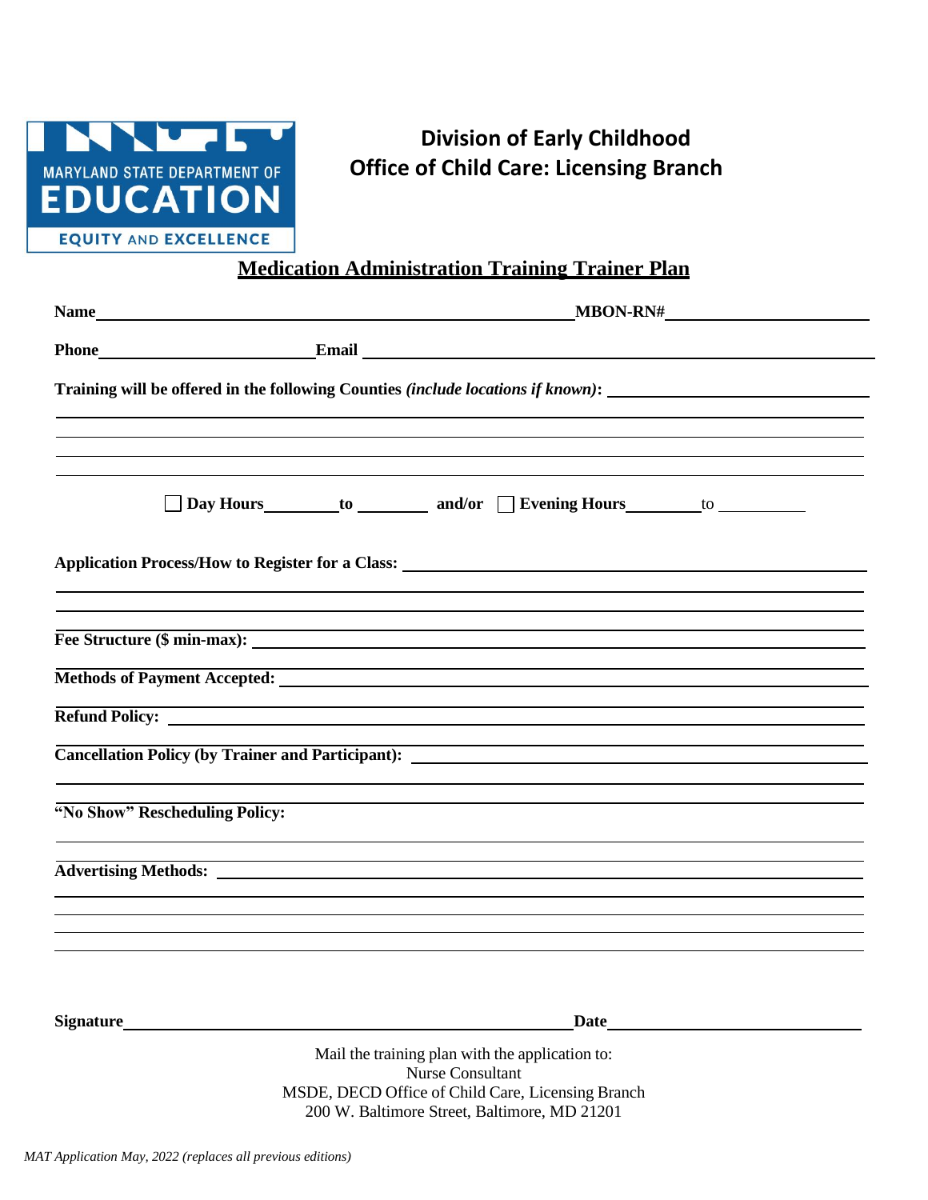MARYLAND STATE DEPARTMENT OF EDUCATION
EQUITY AND EXCELLENCE

# Division of Early Childhood
# Office of Child Care: Licensing Branch

## Medication Administration Training Trainer Plan

**Name** ______________________________ **MBON-RN#** ______________

**Phone** ______________ **Email** ______________________________

**Training will be offered in the following Counties** *(include locations if known)*: ______________________________

______________________________

______________________________

______________________________

☐ **Day Hours** ________ **to** ________ **and/or** ☐ **Evening Hours** ________ to ________

**Application Process/How to Register for a Class:** ______________________________

______________________________

______________________________

**Fee Structure ($ min-max):** ______________________________

**Methods of Payment Accepted:** ______________________________

**Refund Policy:** ______________________________

**Cancellation Policy (by Trainer and Participant):** ______________________________

______________________________

**"No Show" Rescheduling Policy:**

______________________________

**Advertising Methods:** ______________________________

______________________________

______________________________

______________________________

**Signature** ______________________________ **Date** ______________

Mail the training plan with the application to:
Nurse Consultant
MSDE, DECD Office of Child Care, Licensing Branch
200 W. Baltimore Street, Baltimore, MD 21201

*MAT Application May, 2022 (replaces all previous editions)*